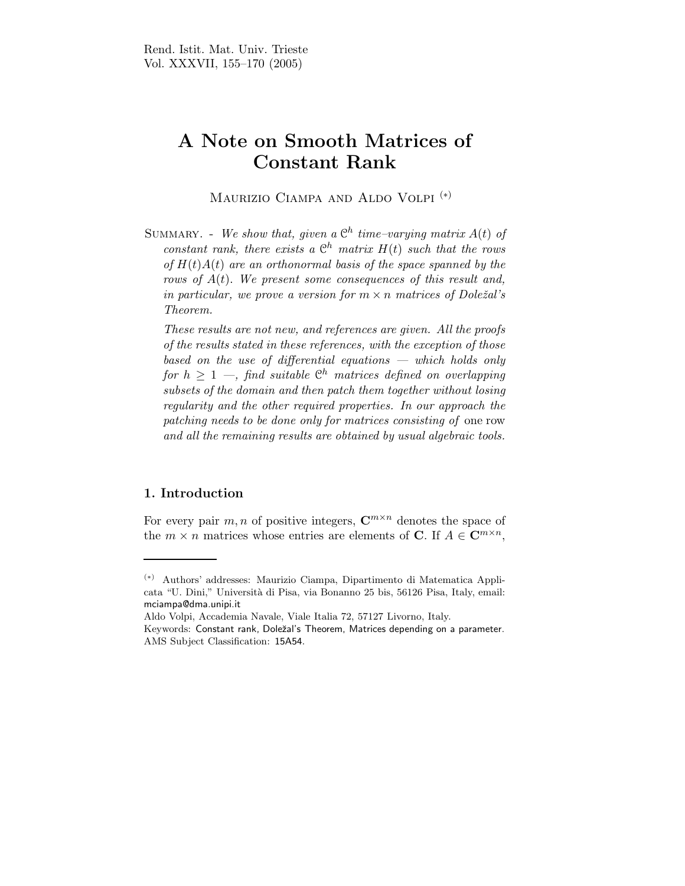# A Note on Smooth Matrices of Constant Rank

Maurizio Ciampa and Aldo Volpi [(*)]

Summary. - *We show that, given a $\mathcal{C}^h$ time–varying matrix $A(t)$ of constant rank, there exists a $\mathcal{C}^h$ matrix $H(t)$ such that the rows of $H(t)A(t)$ are an orthonormal basis of the space spanned by the rows of $A(t)$. We present some consequences of this result and, in particular, we prove a version for $m \times n$ matrices of Doležal's Theorem.*

*These results are not new, and references are given. All the proofs of the results stated in these references, with the exception of those based on the use of differential equations — which holds only for $h \geq 1$ —, find suitable $\mathcal{C}^h$ matrices defined on overlapping subsets of the domain and then patch them together without losing regularity and the other required properties. In our approach the patching needs to be done only for matrices consisting of* one row *and all the remaining results are obtained by usual algebraic tools.*

## 1. Introduction

For every pair $m, n$ of positive integers, $\mathbf{C}^{m \times n}$ denotes the space of the $m \times n$ matrices whose entries are elements of $\mathbf{C}$. If $A \in \mathbf{C}^{m \times n}$,

---

[(*)] Authors' addresses: Maurizio Ciampa, Dipartimento di Matematica Applicata "U. Dini," Università di Pisa, via Bonanno 25 bis, 56126 Pisa, Italy, email: mciampa@dma.unipi.it

Aldo Volpi, Accademia Navale, Viale Italia 72, 57127 Livorno, Italy.

Keywords: Constant rank, Doležal's Theorem, Matrices depending on a parameter.

AMS Subject Classification: 15A54.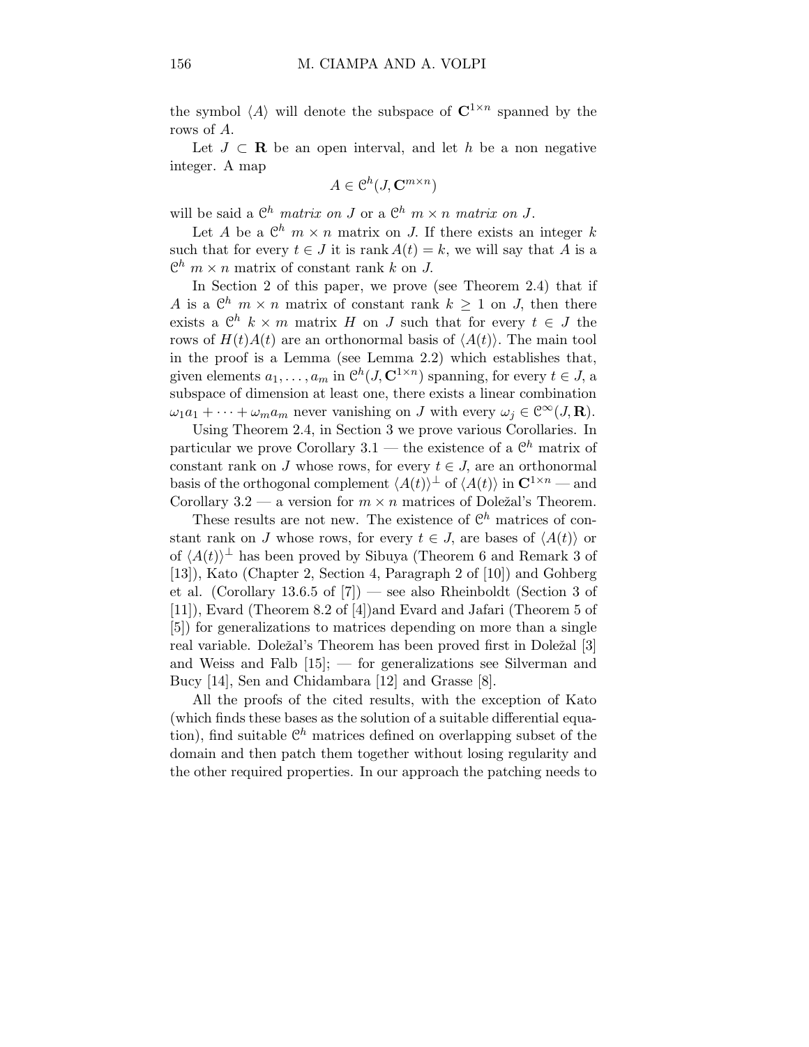the symbol $\langle A \rangle$ will denote the subspace of $\mathbf{C}^{1\times n}$ spanned by the rows of $A$.

Let $J \subset \mathbf{R}$ be an open interval, and let $h$ be a non negative integer. A map

$$A \in \mathcal{C}^h(J, \mathbf{C}^{m\times n})$$

will be said a $\mathcal{C}^h$ *matrix on* $J$ or a $\mathcal{C}^h$ $m \times n$ *matrix on* $J$.

Let $A$ be a $\mathcal{C}^h$ $m \times n$ matrix on $J$. If there exists an integer $k$ such that for every $t \in J$ it is rank $A(t) = k$, we will say that $A$ is a $\mathcal{C}^h$ $m \times n$ matrix of constant rank $k$ on $J$.

In Section 2 of this paper, we prove (see Theorem 2.4) that if $A$ is a $\mathcal{C}^h$ $m \times n$ matrix of constant rank $k \geq 1$ on $J$, then there exists a $\mathcal{C}^h$ $k \times m$ matrix $H$ on $J$ such that for every $t \in J$ the rows of $H(t)A(t)$ are an orthonormal basis of $\langle A(t) \rangle$. The main tool in the proof is a Lemma (see Lemma 2.2) which establishes that, given elements $a_1, \dots, a_m$ in $\mathcal{C}^h(J, \mathbf{C}^{1\times n})$ spanning, for every $t \in J$, a subspace of dimension at least one, there exists a linear combination $\omega_1 a_1 + \dots + \omega_m a_m$ never vanishing on $J$ with every $\omega_j \in \mathcal{C}^\infty(J, \mathbf{R})$.

Using Theorem 2.4, in Section 3 we prove various Corollaries. In particular we prove Corollary 3.1 — the existence of a $\mathcal{C}^h$ matrix of constant rank on $J$ whose rows, for every $t \in J$, are an orthonormal basis of the orthogonal complement $\langle A(t) \rangle^\perp$ of $\langle A(t) \rangle$ in $\mathbf{C}^{1\times n}$ — and Corollary 3.2 — a version for $m \times n$ matrices of Doležal's Theorem.

These results are not new. The existence of $\mathcal{C}^h$ matrices of constant rank on $J$ whose rows, for every $t \in J$, are bases of $\langle A(t) \rangle$ or of $\langle A(t) \rangle^\perp$ has been proved by Sibuya (Theorem 6 and Remark 3 of [13]), Kato (Chapter 2, Section 4, Paragraph 2 of [10]) and Gohberg et al. (Corollary 13.6.5 of [7]) — see also Rheinboldt (Section 3 of [11]), Evard (Theorem 8.2 of [4])and Evard and Jafari (Theorem 5 of [5]) for generalizations to matrices depending on more than a single real variable. Doležal's Theorem has been proved first in Doležal [3] and Weiss and Falb [15]; — for generalizations see Silverman and Bucy [14], Sen and Chidambara [12] and Grasse [8].

All the proofs of the cited results, with the exception of Kato (which finds these bases as the solution of a suitable differential equation), find suitable $\mathcal{C}^h$ matrices defined on overlapping subset of the domain and then patch them together without losing regularity and the other required properties. In our approach the patching needs to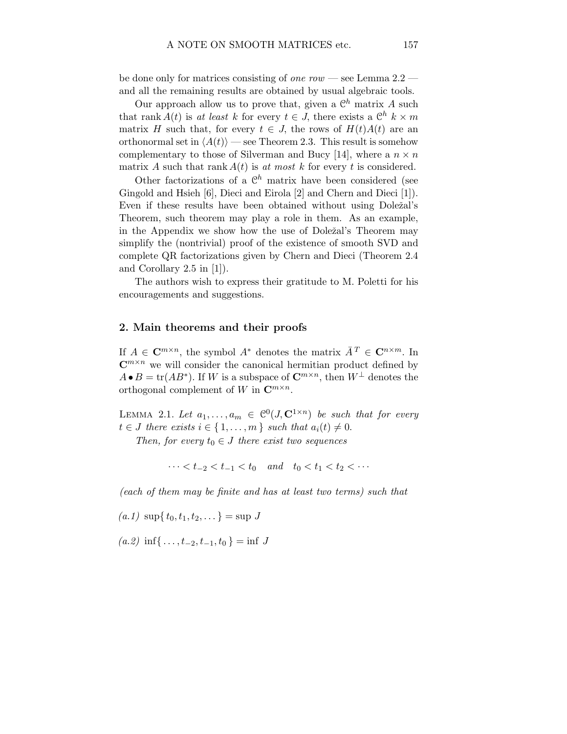be done only for matrices consisting of *one row* — see Lemma 2.2 — and all the remaining results are obtained by usual algebraic tools.

Our approach allow us to prove that, given a $\mathcal{C}^h$ matrix $A$ such that $\operatorname{rank} A(t)$ is *at least* $k$ for every $t \in J$, there exists a $\mathcal{C}^h$ $k \times m$ matrix $H$ such that, for every $t \in J$, the rows of $H(t)A(t)$ are an orthonormal set in $\langle A(t) \rangle$ — see Theorem 2.3. This result is somehow complementary to those of Silverman and Bucy [14], where a $n \times n$ matrix $A$ such that $\operatorname{rank} A(t)$ is *at most* $k$ for every $t$ is considered.

Other factorizations of a $\mathcal{C}^h$ matrix have been considered (see Gingold and Hsieh [6], Dieci and Eirola [2] and Chern and Dieci [1]). Even if these results have been obtained without using Doležal's Theorem, such theorem may play a role in them. As an example, in the Appendix we show how the use of Doležal's Theorem may simplify the (nontrivial) proof of the existence of smooth SVD and complete QR factorizations given by Chern and Dieci (Theorem 2.4 and Corollary 2.5 in [1]).

The authors wish to express their gratitude to M. Poletti for his encouragements and suggestions.

## 2. Main theorems and their proofs

If $A \in \mathbf{C}^{m \times n}$, the symbol $A^*$ denotes the matrix $\bar{A}^T \in \mathbf{C}^{n \times m}$. In $\mathbf{C}^{m \times n}$ we will consider the canonical hermitian product defined by $A \bullet B = \operatorname{tr}(AB^*)$. If $W$ is a subspace of $\mathbf{C}^{m \times n}$, then $W^\perp$ denotes the orthogonal complement of $W$ in $\mathbf{C}^{m \times n}$.

LEMMA 2.1. *Let $a_1, \dots, a_m \in \mathcal{C}^0(J, \mathbf{C}^{1 \times n})$ be such that for every $t \in J$ there exists $i \in \{1, \dots, m\}$ such that $a_i(t) \neq 0$.*

*Then, for every $t_0 \in J$ there exist two sequences*

$$\cdots < t_{-2} < t_{-1} < t_0 \quad \textit{and} \quad t_0 < t_1 < t_2 < \cdots$$

*(each of them may be finite and has at least two terms) such that*

*(a.1)* $\sup\{ t_0, t_1, t_2, \dots \} = \sup J$

*(a.2)* $\inf\{ \dots, t_{-2}, t_{-1}, t_0 \} = \inf J$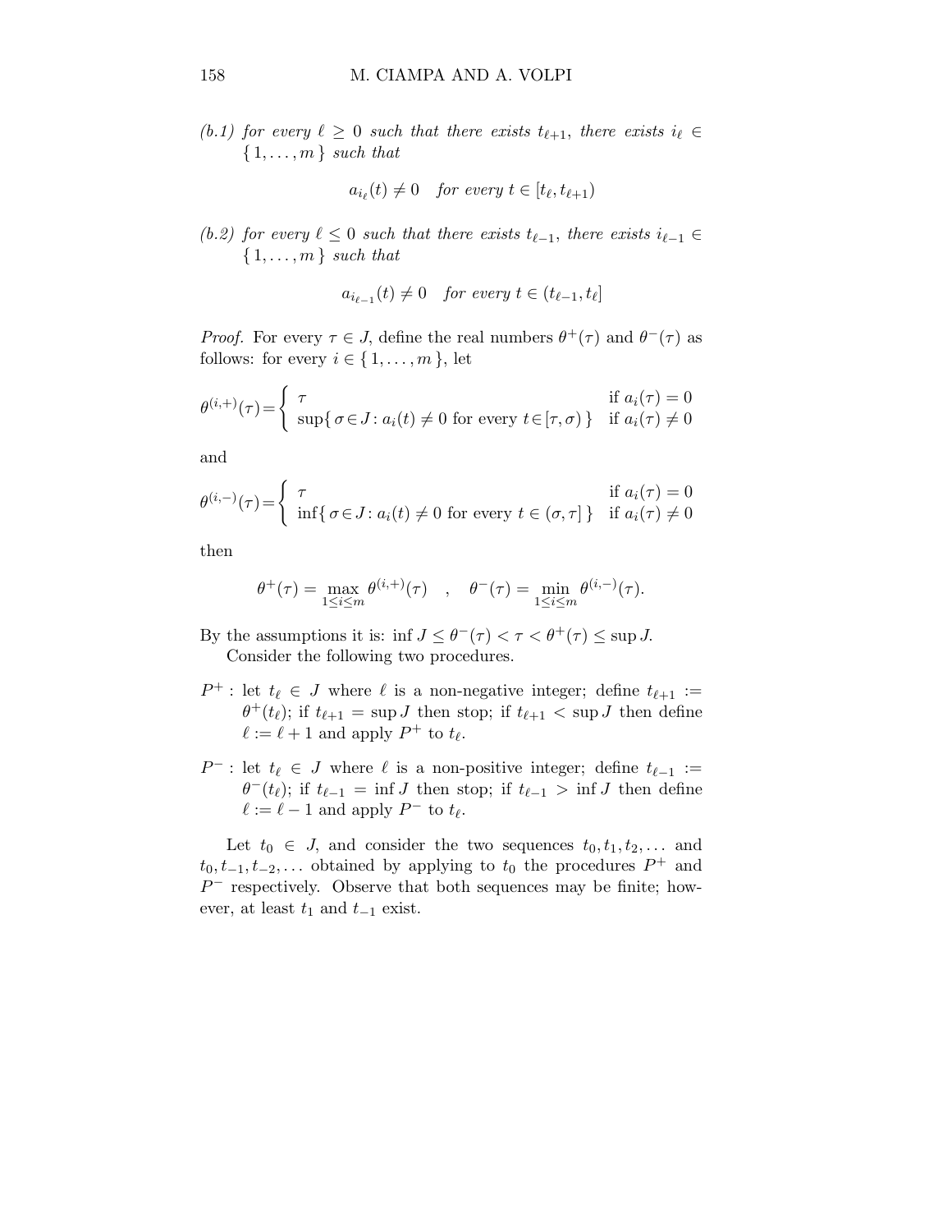*(b.1) for every $\ell \geq 0$ such that there exists $t_{\ell+1}$, there exists $i_\ell \in \{1, \dots, m\}$ such that*

$$a_{i_\ell}(t) \neq 0 \quad \textit{for every } t \in [t_\ell, t_{\ell+1})$$

*(b.2) for every $\ell \leq 0$ such that there exists $t_{\ell-1}$, there exists $i_{\ell-1} \in \{1, \dots, m\}$ such that*

$$a_{i_{\ell-1}}(t) \neq 0 \quad \textit{for every } t \in (t_{\ell-1}, t_\ell]$$

*Proof.* For every $\tau \in J$, define the real numbers $\theta^+(\tau)$ and $\theta^-(\tau)$ as follows: for every $i \in \{1, \dots, m\}$, let

$$\theta^{(i,+)}(\tau) = \begin{cases} \tau & \text{if } a_i(\tau) = 0 \\ \sup\{\sigma \in J : a_i(t) \neq 0 \text{ for every } t \in [\tau, \sigma)\} & \text{if } a_i(\tau) \neq 0 \end{cases}$$

and

$$\theta^{(i,-)}(\tau) = \begin{cases} \tau & \text{if } a_i(\tau) = 0 \\ \inf\{\sigma \in J : a_i(t) \neq 0 \text{ for every } t \in (\sigma, \tau]\} & \text{if } a_i(\tau) \neq 0 \end{cases}$$

then

$$\theta^+(\tau) = \max_{1 \leq i \leq m} \theta^{(i,+)}(\tau) \quad , \quad \theta^-(\tau) = \min_{1 \leq i \leq m} \theta^{(i,-)}(\tau).$$

By the assumptions it is: $\inf J \leq \theta^-(\tau) < \tau < \theta^+(\tau) \leq \sup J$.

Consider the following two procedures.

$P^+$ : let $t_\ell \in J$ where $\ell$ is a non-negative integer; define $t_{\ell+1} := \theta^+(t_\ell)$; if $t_{\ell+1} = \sup J$ then stop; if $t_{\ell+1} < \sup J$ then define $\ell := \ell + 1$ and apply $P^+$ to $t_\ell$.

$P^-$ : let $t_\ell \in J$ where $\ell$ is a non-positive integer; define $t_{\ell-1} := \theta^-(t_\ell)$; if $t_{\ell-1} = \inf J$ then stop; if $t_{\ell-1} > \inf J$ then define $\ell := \ell - 1$ and apply $P^-$ to $t_\ell$.

Let $t_0 \in J$, and consider the two sequences $t_0, t_1, t_2, \dots$ and $t_0, t_{-1}, t_{-2}, \dots$ obtained by applying to $t_0$ the procedures $P^+$ and $P^-$ respectively. Observe that both sequences may be finite; however, at least $t_1$ and $t_{-1}$ exist.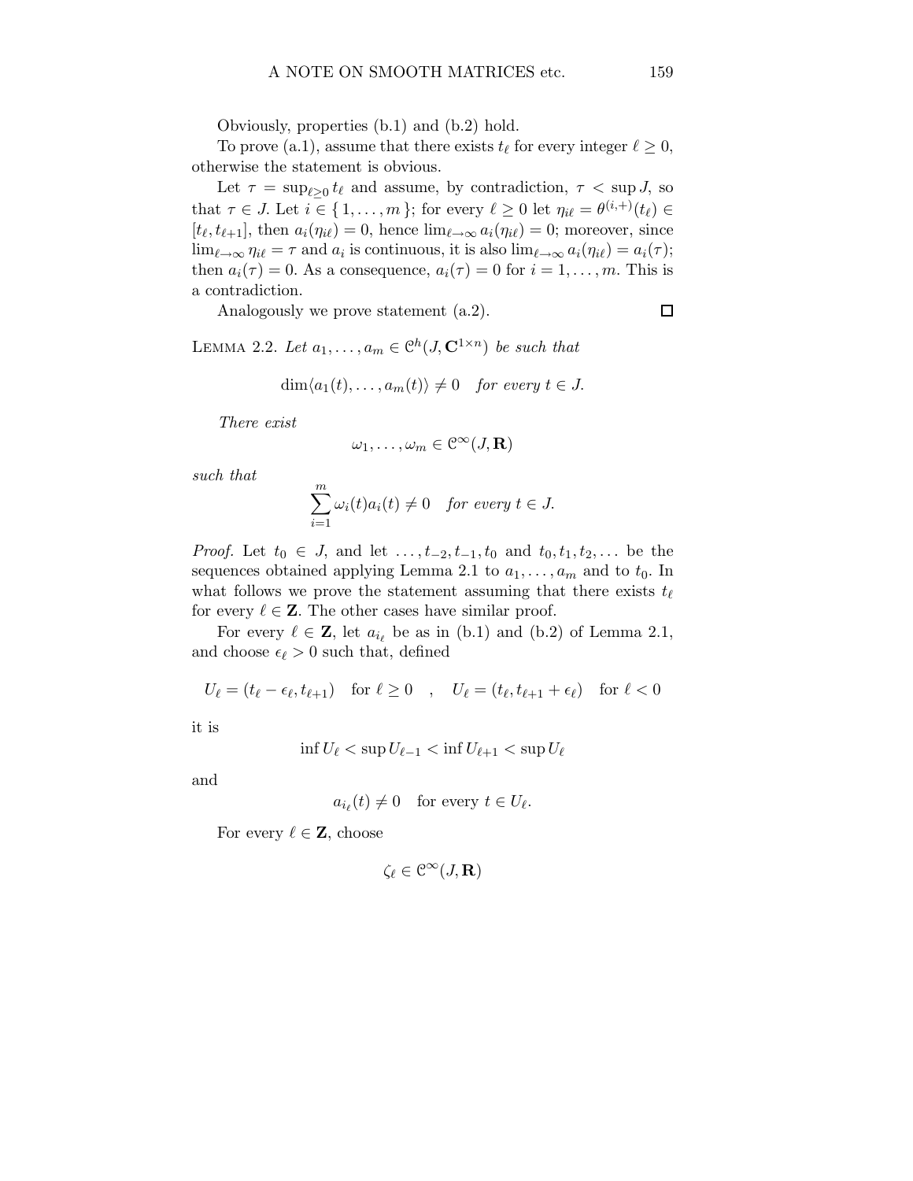Obviously, properties (b.1) and (b.2) hold.

To prove (a.1), assume that there exists $t_\ell$ for every integer $\ell \geq 0$, otherwise the statement is obvious.

Let $\tau = \sup_{\ell \geq 0} t_\ell$ and assume, by contradiction, $\tau < \sup J$, so that $\tau \in J$. Let $i \in \{1, \ldots, m\}$; for every $\ell \geq 0$ let $\eta_{i\ell} = \theta^{(i,+)}(t_\ell) \in [t_\ell, t_{\ell+1}]$, then $a_i(\eta_{i\ell}) = 0$, hence $\lim_{\ell\to\infty} a_i(\eta_{i\ell}) = 0$; moreover, since $\lim_{\ell\to\infty} \eta_{i\ell} = \tau$ and $a_i$ is continuous, it is also $\lim_{\ell\to\infty} a_i(\eta_{i\ell}) = a_i(\tau)$; then $a_i(\tau) = 0$. As a consequence, $a_i(\tau) = 0$ for $i = 1, \ldots, m$. This is a contradiction.

Analogously we prove statement (a.2). $\square$

Lemma 2.2. *Let $a_1, \ldots, a_m \in \mathcal{C}^h(J, \mathbf{C}^{1\times n})$ be such that*

$$\dim\langle a_1(t), \ldots, a_m(t)\rangle \neq 0 \quad \text{for every } t \in J.$$

*There exist*

$$\omega_1, \ldots, \omega_m \in \mathcal{C}^\infty(J, \mathbf{R})$$

*such that*

$$\sum_{i=1}^{m} \omega_i(t) a_i(t) \neq 0 \quad \text{for every } t \in J.$$

*Proof.* Let $t_0 \in J$, and let $\ldots, t_{-2}, t_{-1}, t_0$ and $t_0, t_1, t_2, \ldots$ be the sequences obtained applying Lemma 2.1 to $a_1, \ldots, a_m$ and to $t_0$. In what follows we prove the statement assuming that there exists $t_\ell$ for every $\ell \in \mathbf{Z}$. The other cases have similar proof.

For every $\ell \in \mathbf{Z}$, let $a_{i_\ell}$ be as in (b.1) and (b.2) of Lemma 2.1, and choose $\epsilon_\ell > 0$ such that, defined

$$U_\ell = (t_\ell - \epsilon_\ell, t_{\ell+1}) \quad \text{for } \ell \geq 0 \quad , \quad U_\ell = (t_\ell, t_{\ell+1} + \epsilon_\ell) \quad \text{for } \ell < 0$$

it is

$$\inf U_\ell < \sup U_{\ell-1} < \inf U_{\ell+1} < \sup U_\ell$$

and

$$a_{i_\ell}(t) \neq 0 \quad \text{for every } t \in U_\ell.$$

For every $\ell \in \mathbf{Z}$, choose

$$\zeta_\ell \in \mathcal{C}^\infty(J, \mathbf{R})$$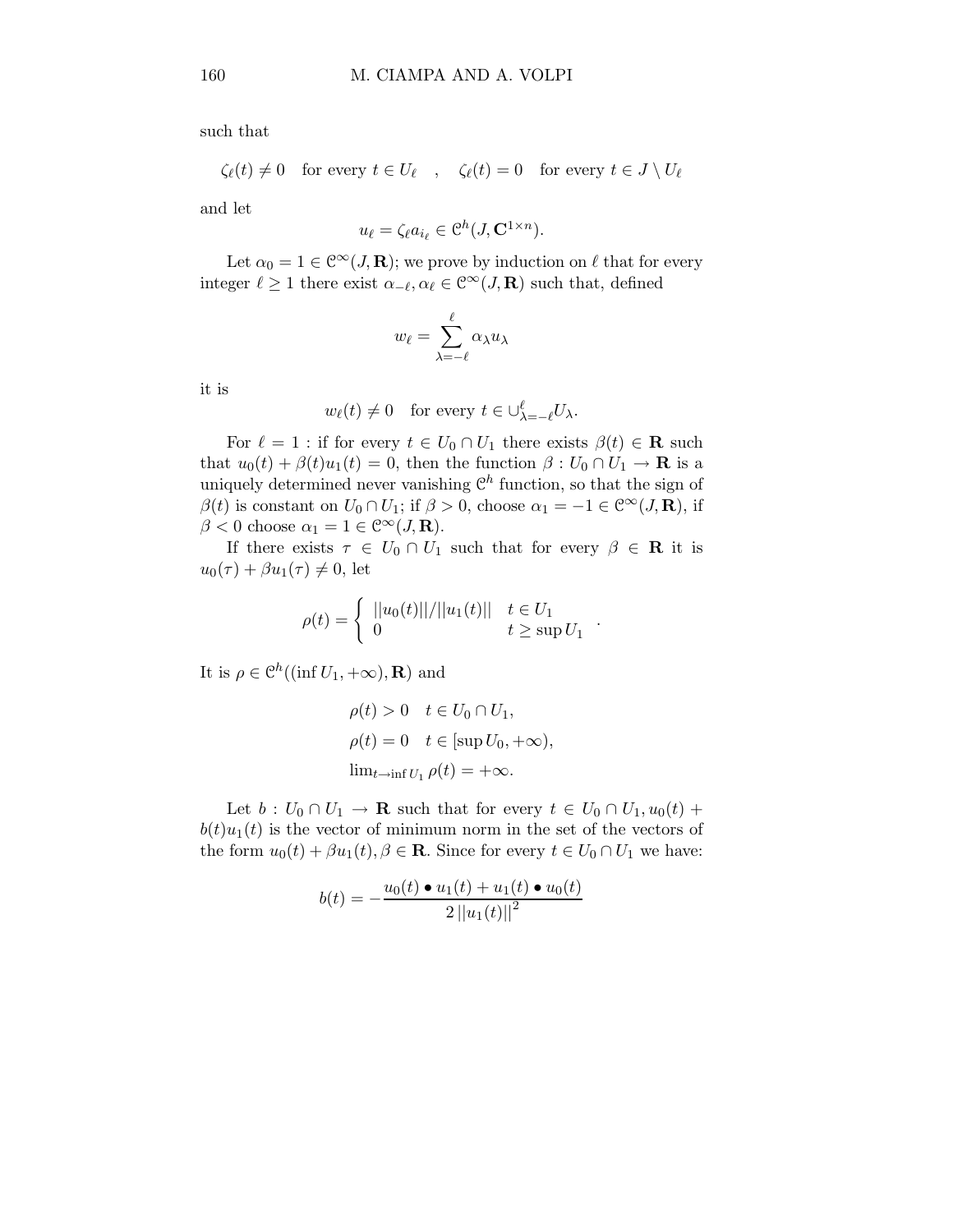such that

$$\zeta_\ell(t) \neq 0 \quad \text{for every } t \in U_\ell \quad , \quad \zeta_\ell(t) = 0 \quad \text{for every } t \in J \setminus U_\ell$$

and let

$$u_\ell = \zeta_\ell a_{i_\ell} \in \mathcal{C}^h(J, \mathbf{C}^{1\times n}).$$

Let $\alpha_0 = 1 \in \mathcal{C}^\infty(J, \mathbf{R})$; we prove by induction on $\ell$ that for every integer $\ell \geq 1$ there exist $\alpha_{-\ell}, \alpha_\ell \in \mathcal{C}^\infty(J, \mathbf{R})$ such that, defined

$$w_\ell = \sum_{\lambda=-\ell}^{\ell} \alpha_\lambda u_\lambda$$

it is

$$w_\ell(t) \neq 0 \quad \text{for every } t \in \cup_{\lambda=-\ell}^{\ell} U_\lambda.$$

For $\ell = 1$ : if for every $t \in U_0 \cap U_1$ there exists $\beta(t) \in \mathbf{R}$ such that $u_0(t) + \beta(t)u_1(t) = 0$, then the function $\beta : U_0 \cap U_1 \to \mathbf{R}$ is a uniquely determined never vanishing $\mathcal{C}^h$ function, so that the sign of $\beta(t)$ is constant on $U_0 \cap U_1$; if $\beta > 0$, choose $\alpha_1 = -1 \in \mathcal{C}^\infty(J, \mathbf{R})$, if $\beta < 0$ choose $\alpha_1 = 1 \in \mathcal{C}^\infty(J, \mathbf{R})$.

If there exists $\tau \in U_0 \cap U_1$ such that for every $\beta \in \mathbf{R}$ it is $u_0(\tau) + \beta u_1(\tau) \neq 0$, let

$$\rho(t) = \begin{cases} ||u_0(t)||/||u_1(t)|| & t \in U_1 \\ 0 & t \geq \sup U_1 \end{cases} .$$

It is $\rho \in \mathcal{C}^h((\inf U_1, +\infty), \mathbf{R})$ and

$$\begin{aligned} &\rho(t) > 0 \quad t \in U_0 \cap U_1, \\ &\rho(t) = 0 \quad t \in [\sup U_0, +\infty), \\ &\lim\nolimits_{t \to \inf U_1} \rho(t) = +\infty. \end{aligned}$$

Let $b : U_0 \cap U_1 \to \mathbf{R}$ such that for every $t \in U_0 \cap U_1, u_0(t) + b(t)u_1(t)$ is the vector of minimum norm in the set of the vectors of the form $u_0(t) + \beta u_1(t), \beta \in \mathbf{R}$. Since for every $t \in U_0 \cap U_1$ we have:

$$b(t) = -\frac{u_0(t) \bullet u_1(t) + u_1(t) \bullet u_0(t)}{2\,||u_1(t)||^2}$$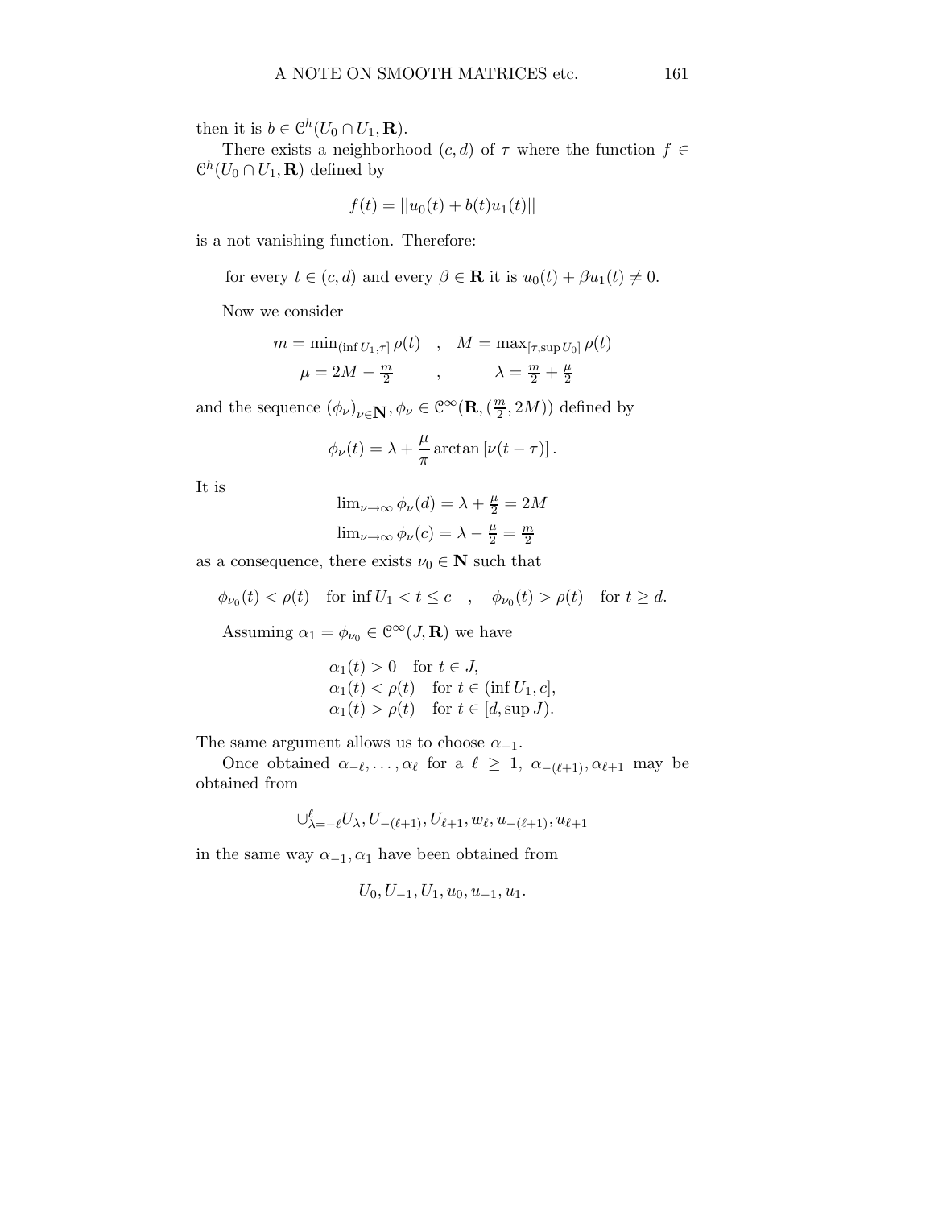then it is $b \in \mathcal{C}^h(U_0 \cap U_1, \mathbf{R})$.

There exists a neighborhood $(c, d)$ of $\tau$ where the function $f \in \mathcal{C}^h(U_0 \cap U_1, \mathbf{R})$ defined by

$$f(t) = ||u_0(t) + b(t)u_1(t)||$$

is a not vanishing function. Therefore:

for every $t \in (c, d)$ and every $\beta \in \mathbf{R}$ it is $u_0(t) + \beta u_1(t) \neq 0$.

Now we consider

$$m = \min_{(\inf U_1, \tau]} \rho(t) \quad , \quad M = \max_{[\tau, \sup U_0]} \rho(t)$$
$$\mu = 2M - \frac{m}{2} \qquad , \qquad \lambda = \frac{m}{2} + \frac{\mu}{2}$$

and the sequence $(\phi_\nu)_{\nu \in \mathbf{N}}, \phi_\nu \in \mathcal{C}^\infty(\mathbf{R}, (\frac{m}{2}, 2M))$ defined by

$$\phi_\nu(t) = \lambda + \frac{\mu}{\pi} \arctan\left[\nu(t - \tau)\right].$$

It is

$$\lim_{\nu \to \infty} \phi_\nu(d) = \lambda + \frac{\mu}{2} = 2M$$
$$\lim_{\nu \to \infty} \phi_\nu(c) = \lambda - \frac{\mu}{2} = \frac{m}{2}$$

as a consequence, there exists $\nu_0 \in \mathbf{N}$ such that

$$\phi_{\nu_0}(t) < \rho(t) \quad \text{for } \inf U_1 < t \leq c \quad , \quad \phi_{\nu_0}(t) > \rho(t) \quad \text{for } t \geq d.$$

Assuming $\alpha_1 = \phi_{\nu_0} \in \mathcal{C}^\infty(J, \mathbf{R})$ we have

$$\begin{aligned}
&\alpha_1(t) > 0 \quad \text{for } t \in J, \\
&\alpha_1(t) < \rho(t) \quad \text{for } t \in (\inf U_1, c], \\
&\alpha_1(t) > \rho(t) \quad \text{for } t \in [d, \sup J).
\end{aligned}$$

The same argument allows us to choose $\alpha_{-1}$.

Once obtained $\alpha_{-\ell}, \ldots, \alpha_\ell$ for a $\ell \geq 1$, $\alpha_{-(\ell+1)}, \alpha_{\ell+1}$ may be obtained from

$$\cup_{\lambda=-\ell}^{\ell} U_\lambda, U_{-(\ell+1)}, U_{\ell+1}, w_\ell, u_{-(\ell+1)}, u_{\ell+1}$$

in the same way $\alpha_{-1}, \alpha_1$ have been obtained from

$$U_0, U_{-1}, U_1, u_0, u_{-1}, u_1.$$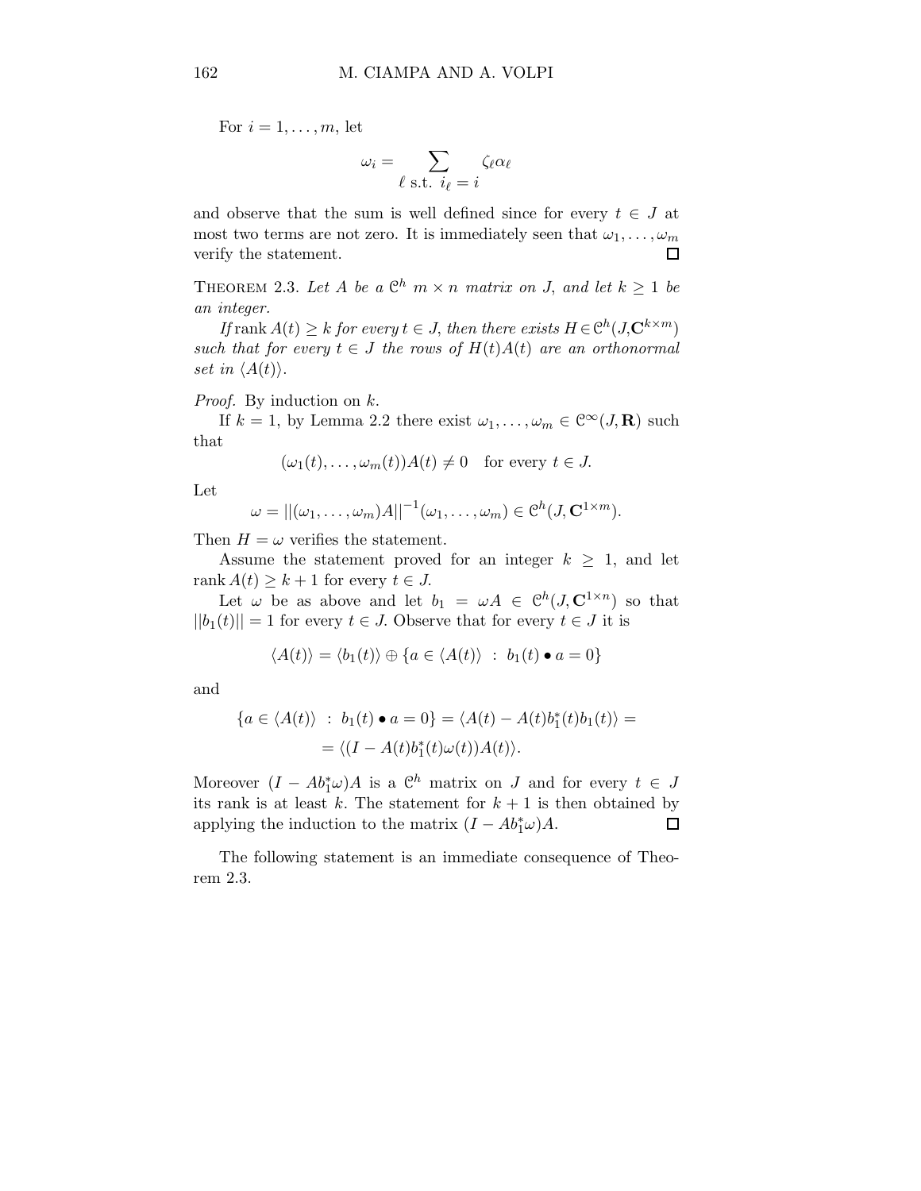For $i = 1, \dots, m$, let

$$\omega_i = \sum_{\ell \text{ s.t. } i_\ell = i} \zeta_\ell \alpha_\ell$$

and observe that the sum is well defined since for every $t \in J$ at most two terms are not zero. It is immediately seen that $\omega_1, \dots, \omega_m$ verify the statement. $\square$

THEOREM 2.3. *Let $A$ be a $\mathcal{C}^h$ $m \times n$ matrix on $J$, and let $k \geq 1$ be an integer.*

*If $\operatorname{rank} A(t) \geq k$ for every $t \in J$, then there exists $H \in \mathcal{C}^h(J, \mathbf{C}^{k \times m})$ such that for every $t \in J$ the rows of $H(t)A(t)$ are an orthonormal set in $\langle A(t) \rangle$.*

*Proof.* By induction on $k$.

If $k = 1$, by Lemma 2.2 there exist $\omega_1, \dots, \omega_m \in \mathcal{C}^\infty(J, \mathbf{R})$ such that

$$(\omega_1(t), \dots, \omega_m(t))A(t) \neq 0 \quad \text{for every } t \in J.$$

Let

$$\omega = ||(\omega_1, \dots, \omega_m)A||^{-1}(\omega_1, \dots, \omega_m) \in \mathcal{C}^h(J, \mathbf{C}^{1 \times m}).$$

Then $H = \omega$ verifies the statement.

Assume the statement proved for an integer $k \geq 1$, and let $\operatorname{rank} A(t) \geq k + 1$ for every $t \in J$.

Let $\omega$ be as above and let $b_1 = \omega A \in \mathcal{C}^h(J, \mathbf{C}^{1 \times n})$ so that $||b_1(t)|| = 1$ for every $t \in J$. Observe that for every $t \in J$ it is

$$\langle A(t) \rangle = \langle b_1(t) \rangle \oplus \{a \in \langle A(t) \rangle \ : \ b_1(t) \bullet a = 0\}$$

and

$$\begin{aligned}\{a \in \langle A(t) \rangle \ : \ b_1(t) \bullet a = 0\} &= \langle A(t) - A(t) b_1^*(t) b_1(t) \rangle = \\ &= \langle (I - A(t) b_1^*(t) \omega(t)) A(t) \rangle.\end{aligned}$$

Moreover $(I - A b_1^* \omega) A$ is a $\mathcal{C}^h$ matrix on $J$ and for every $t \in J$ its rank is at least $k$. The statement for $k + 1$ is then obtained by applying the induction to the matrix $(I - A b_1^* \omega) A$. $\square$

The following statement is an immediate consequence of Theorem 2.3.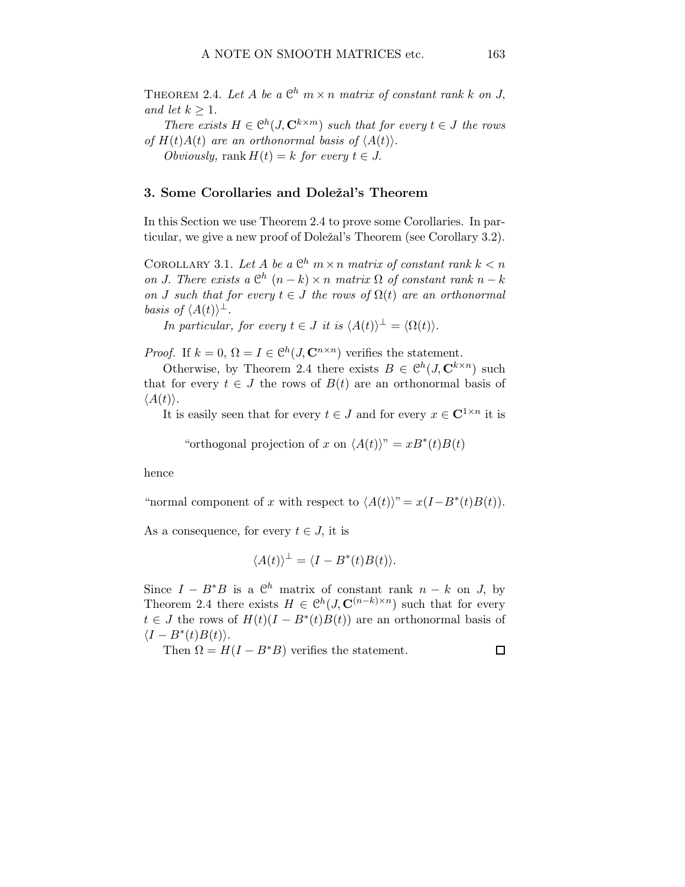THEOREM 2.4. *Let $A$ be a $\mathcal{C}^h$ $m \times n$ matrix of constant rank $k$ on $J$, and let $k \geq 1$.*

*There exists $H \in \mathcal{C}^h(J, \mathbf{C}^{k\times m})$ such that for every $t \in J$ the rows of $H(t)A(t)$ are an orthonormal basis of $\langle A(t)\rangle$.*

*Obviously,* $\operatorname{rank} H(t) = k$ *for every $t \in J$.*

## 3. Some Corollaries and Doležal's Theorem

In this Section we use Theorem 2.4 to prove some Corollaries. In particular, we give a new proof of Doležal's Theorem (see Corollary 3.2).

COROLLARY 3.1. *Let $A$ be a $\mathcal{C}^h$ $m \times n$ matrix of constant rank $k < n$ on $J$. There exists a $\mathcal{C}^h$ $(n-k) \times n$ matrix $\Omega$ of constant rank $n-k$ on $J$ such that for every $t \in J$ the rows of $\Omega(t)$ are an orthonormal basis of $\langle A(t)\rangle^\perp$.*

*In particular, for every $t \in J$ it is $\langle A(t)\rangle^\perp = \langle \Omega(t)\rangle$.*

*Proof.* If $k = 0$, $\Omega = I \in \mathcal{C}^h(J, \mathbf{C}^{n\times n})$ verifies the statement.

Otherwise, by Theorem 2.4 there exists $B \in \mathcal{C}^h(J, \mathbf{C}^{k\times n})$ such that for every $t \in J$ the rows of $B(t)$ are an orthonormal basis of $\langle A(t)\rangle$.

It is easily seen that for every $t \in J$ and for every $x \in \mathbf{C}^{1\times n}$ it is

$$\text{“orthogonal projection of } x \text{ on } \langle A(t)\rangle\text{”} = xB^*(t)B(t)$$

hence

$$\text{“normal component of } x \text{ with respect to } \langle A(t)\rangle\text{”} = x(I - B^*(t)B(t)).$$

As a consequence, for every $t \in J$, it is

$$\langle A(t)\rangle^\perp = \langle I - B^*(t)B(t)\rangle.$$

Since $I - B^*B$ is a $\mathcal{C}^h$ matrix of constant rank $n-k$ on $J$, by Theorem 2.4 there exists $H \in \mathcal{C}^h(J, \mathbf{C}^{(n-k)\times n})$ such that for every $t \in J$ the rows of $H(t)(I - B^*(t)B(t))$ are an orthonormal basis of $\langle I - B^*(t)B(t)\rangle$.

Then $\Omega = H(I - B^*B)$ verifies the statement. $\square$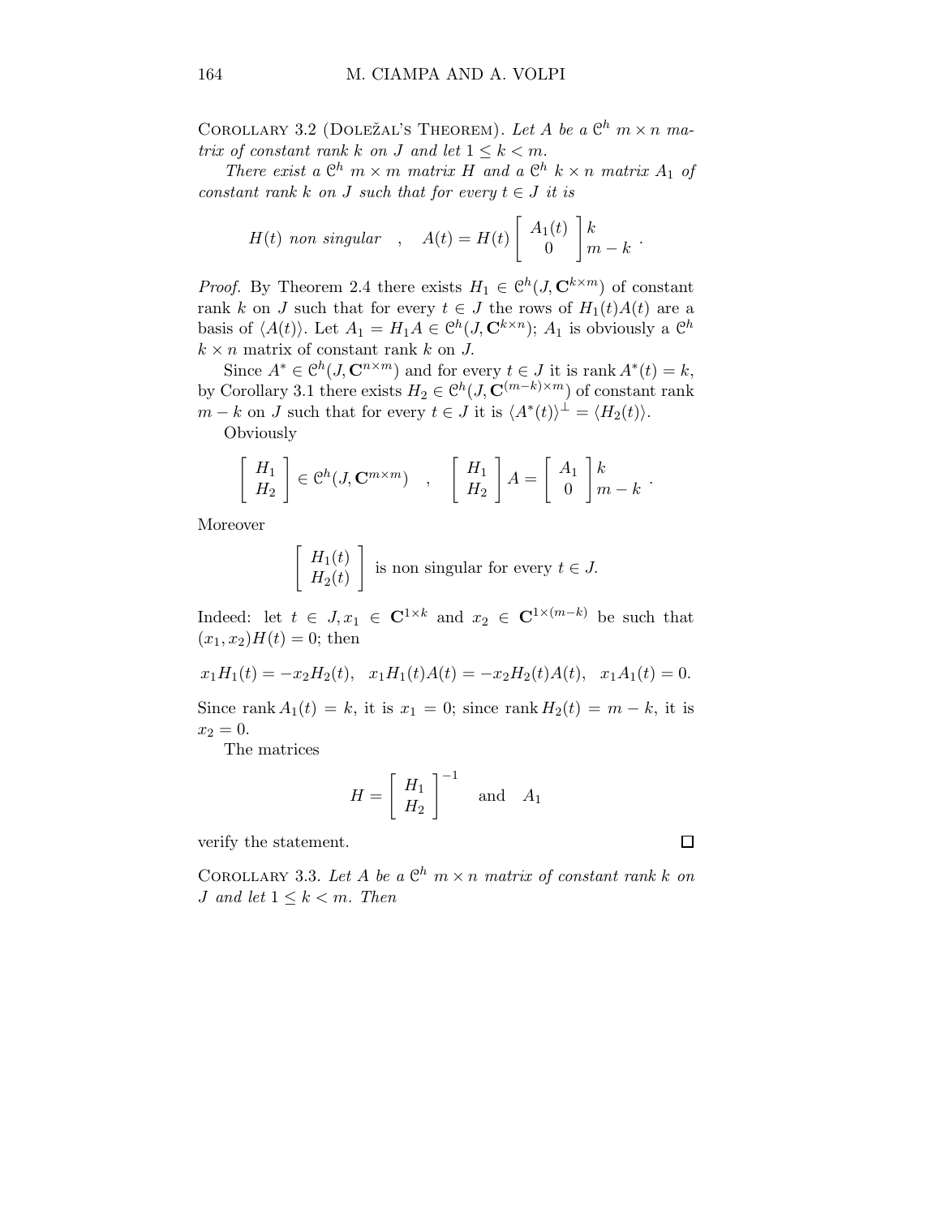Corollary 3.2 (Doležal's Theorem). *Let $A$ be a $\mathcal{C}^h$ $m \times n$ matrix of constant rank $k$ on $J$ and let $1 \leq k < m$.*

*There exist a $\mathcal{C}^h$ $m \times m$ matrix $H$ and a $\mathcal{C}^h$ $k \times n$ matrix $A_1$ of constant rank $k$ on $J$ such that for every $t \in J$ it is*

$$H(t) \text{ non singular} \quad , \quad A(t) = H(t) \begin{bmatrix} A_1(t) \\ 0 \end{bmatrix} \begin{matrix} k \\ m-k \end{matrix} .$$

*Proof.* By Theorem 2.4 there exists $H_1 \in \mathcal{C}^h(J, \mathbf{C}^{k \times m})$ of constant rank $k$ on $J$ such that for every $t \in J$ the rows of $H_1(t)A(t)$ are a basis of $\langle A(t) \rangle$. Let $A_1 = H_1 A \in \mathcal{C}^h(J, \mathbf{C}^{k \times n})$; $A_1$ is obviously a $\mathcal{C}^h$ $k \times n$ matrix of constant rank $k$ on $J$.

Since $A^* \in \mathcal{C}^h(J, \mathbf{C}^{n \times m})$ and for every $t \in J$ it is $\operatorname{rank} A^*(t) = k$, by Corollary 3.1 there exists $H_2 \in \mathcal{C}^h(J, \mathbf{C}^{(m-k) \times m})$ of constant rank $m-k$ on $J$ such that for every $t \in J$ it is $\langle A^*(t) \rangle^\perp = \langle H_2(t) \rangle$.

Obviously

$$\begin{bmatrix} H_1 \\ H_2 \end{bmatrix} \in \mathcal{C}^h(J, \mathbf{C}^{m \times m}) \quad , \quad \begin{bmatrix} H_1 \\ H_2 \end{bmatrix} A = \begin{bmatrix} A_1 \\ 0 \end{bmatrix} \begin{matrix} k \\ m-k \end{matrix} .$$

Moreover

$$\begin{bmatrix} H_1(t) \\ H_2(t) \end{bmatrix} \text{ is non singular for every } t \in J.$$

Indeed: let $t \in J, x_1 \in \mathbf{C}^{1 \times k}$ and $x_2 \in \mathbf{C}^{1 \times (m-k)}$ be such that $(x_1, x_2)H(t) = 0$; then

$$x_1 H_1(t) = -x_2 H_2(t), \quad x_1 H_1(t) A(t) = -x_2 H_2(t) A(t), \quad x_1 A_1(t) = 0.$$

Since $\operatorname{rank} A_1(t) = k$, it is $x_1 = 0$; since $\operatorname{rank} H_2(t) = m - k$, it is $x_2 = 0$.

The matrices

$$H = \begin{bmatrix} H_1 \\ H_2 \end{bmatrix}^{-1} \quad \text{and} \quad A_1$$

verify the statement. $\square$

Corollary 3.3. *Let $A$ be a $\mathcal{C}^h$ $m \times n$ matrix of constant rank $k$ on $J$ and let $1 \leq k < m$. Then*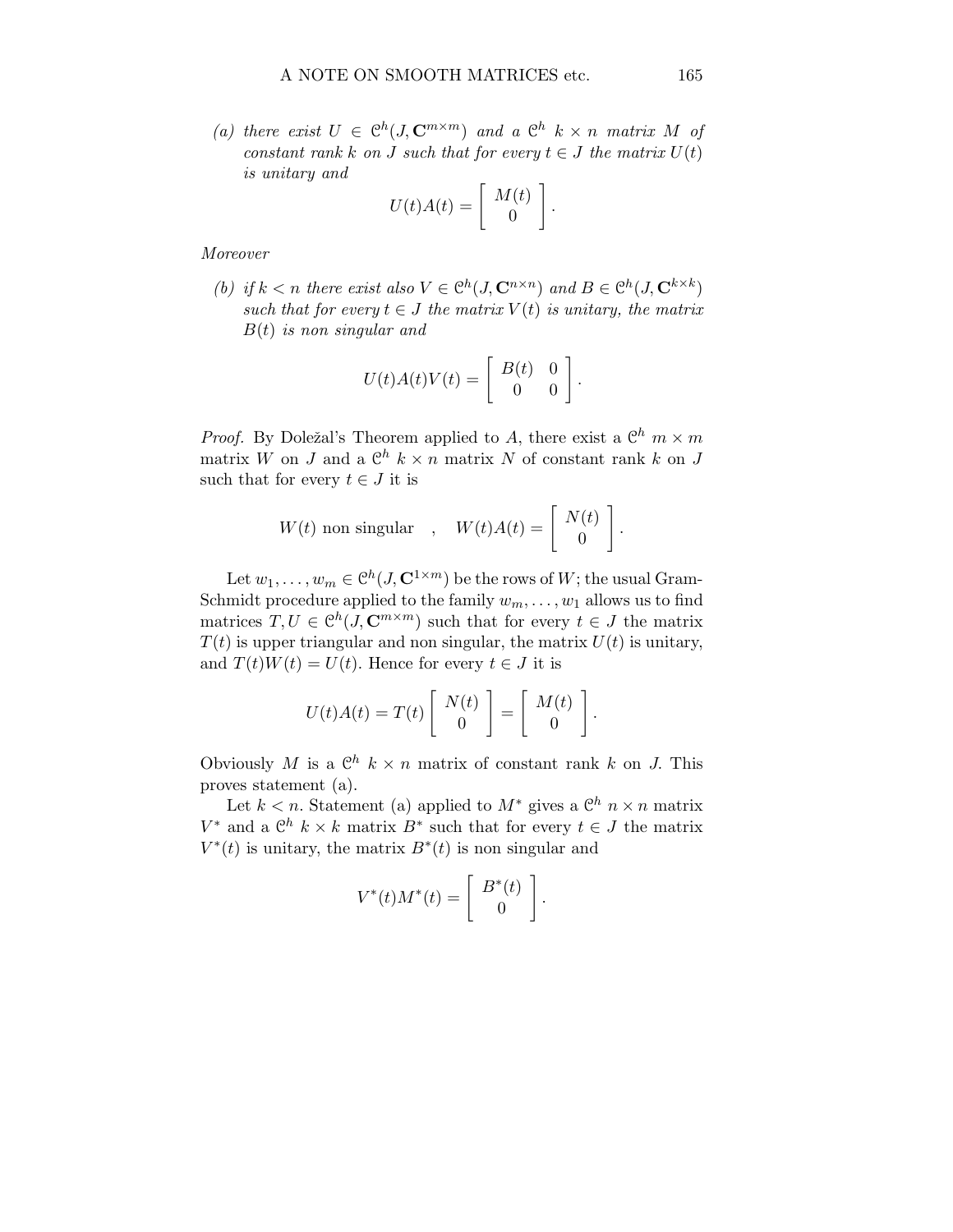*(a) there exist $U \in \mathcal{C}^h(J, \mathbf{C}^{m\times m})$ and a $\mathcal{C}^h$ $k \times n$ matrix $M$ of constant rank $k$ on $J$ such that for every $t \in J$ the matrix $U(t)$ is unitary and*

$$U(t)A(t) = \begin{bmatrix} M(t) \\ 0 \end{bmatrix}.$$

*Moreover*

*(b) if $k < n$ there exist also $V \in \mathcal{C}^h(J, \mathbf{C}^{n\times n})$ and $B \in \mathcal{C}^h(J, \mathbf{C}^{k\times k})$ such that for every $t \in J$ the matrix $V(t)$ is unitary, the matrix $B(t)$ is non singular and*

$$U(t)A(t)V(t) = \begin{bmatrix} B(t) & 0 \\ 0 & 0 \end{bmatrix}.$$

*Proof.* By Doležal's Theorem applied to $A$, there exist a $\mathcal{C}^h$ $m \times m$ matrix $W$ on $J$ and a $\mathcal{C}^h$ $k \times n$ matrix $N$ of constant rank $k$ on $J$ such that for every $t \in J$ it is

$$W(t) \text{ non singular} \quad , \quad W(t)A(t) = \begin{bmatrix} N(t) \\ 0 \end{bmatrix}.$$

Let $w_1, \ldots, w_m \in \mathcal{C}^h(J, \mathbf{C}^{1\times m})$ be the rows of $W$; the usual Gram-Schmidt procedure applied to the family $w_m, \ldots, w_1$ allows us to find matrices $T, U \in \mathcal{C}^h(J, \mathbf{C}^{m\times m})$ such that for every $t \in J$ the matrix $T(t)$ is upper triangular and non singular, the matrix $U(t)$ is unitary, and $T(t)W(t) = U(t)$. Hence for every $t \in J$ it is

$$U(t)A(t) = T(t) \begin{bmatrix} N(t) \\ 0 \end{bmatrix} = \begin{bmatrix} M(t) \\ 0 \end{bmatrix}.$$

Obviously $M$ is a $\mathcal{C}^h$ $k \times n$ matrix of constant rank $k$ on $J$. This proves statement (a).

Let $k < n$. Statement (a) applied to $M^*$ gives a $\mathcal{C}^h$ $n \times n$ matrix $V^*$ and a $\mathcal{C}^h$ $k \times k$ matrix $B^*$ such that for every $t \in J$ the matrix $V^*(t)$ is unitary, the matrix $B^*(t)$ is non singular and

$$V^*(t)M^*(t) = \begin{bmatrix} B^*(t) \\ 0 \end{bmatrix}.$$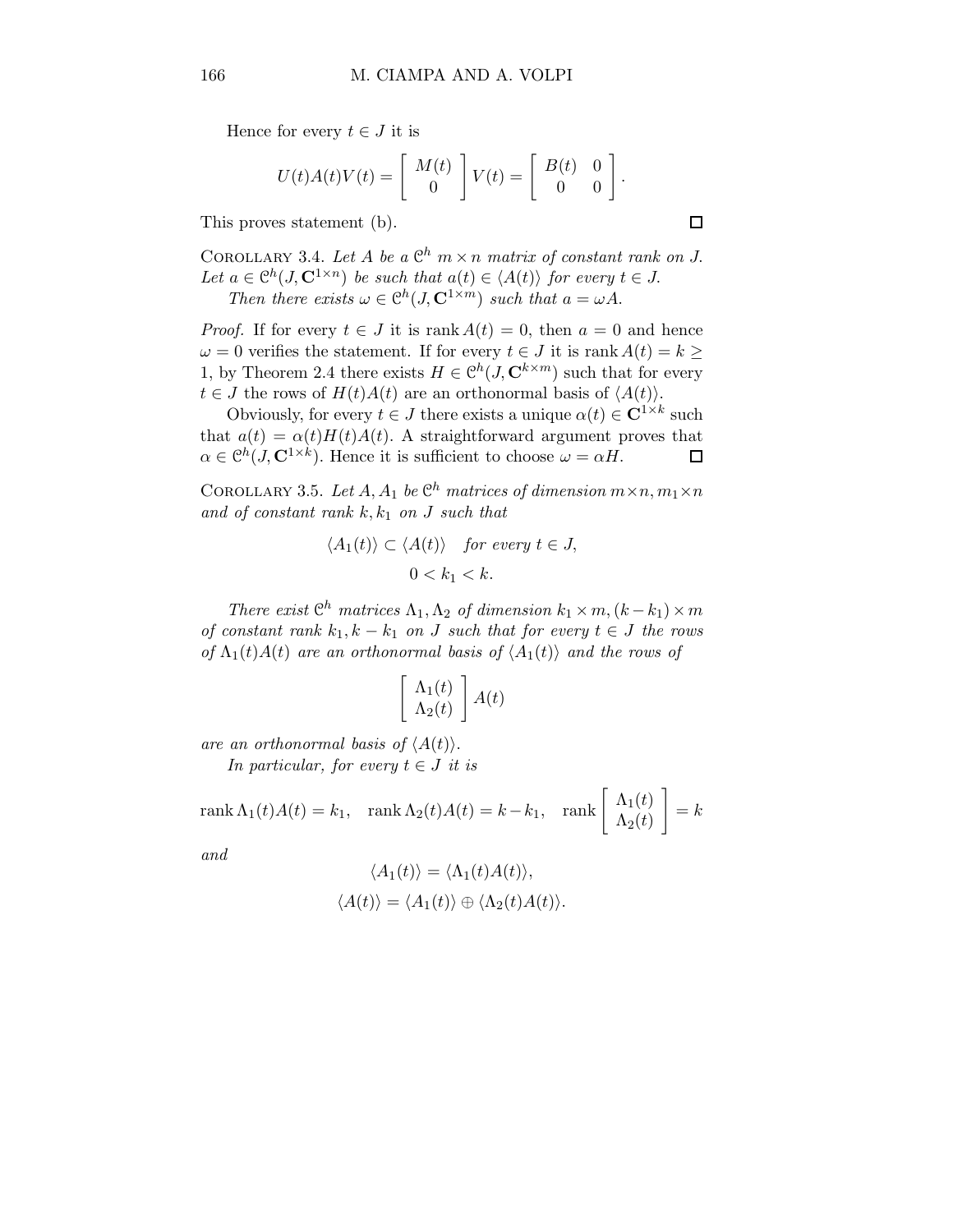Hence for every $t \in J$ it is

$$U(t)A(t)V(t) = \begin{bmatrix} M(t) \\ 0 \end{bmatrix} V(t) = \begin{bmatrix} B(t) & 0 \\ 0 & 0 \end{bmatrix}.$$

This proves statement (b). $\square$

COROLLARY 3.4. *Let $A$ be a $\mathcal{C}^h$ $m \times n$ matrix of constant rank on $J$. Let $a \in \mathcal{C}^h(J, \mathbf{C}^{1\times n})$ be such that $a(t) \in \langle A(t)\rangle$ for every $t \in J$.*

*Then there exists $\omega \in \mathcal{C}^h(J, \mathbf{C}^{1\times m})$ such that $a = \omega A$.*

*Proof.* If for every $t \in J$ it is $\operatorname{rank} A(t) = 0$, then $a = 0$ and hence $\omega = 0$ verifies the statement. If for every $t \in J$ it is $\operatorname{rank} A(t) = k \geq 1$, by Theorem 2.4 there exists $H \in \mathcal{C}^h(J, \mathbf{C}^{k\times m})$ such that for every $t \in J$ the rows of $H(t)A(t)$ are an orthonormal basis of $\langle A(t)\rangle$.

Obviously, for every $t \in J$ there exists a unique $\alpha(t) \in \mathbf{C}^{1\times k}$ such that $a(t) = \alpha(t)H(t)A(t)$. A straightforward argument proves that $\alpha \in \mathcal{C}^h(J, \mathbf{C}^{1\times k})$. Hence it is sufficient to choose $\omega = \alpha H$. $\square$

COROLLARY 3.5. *Let $A, A_1$ be $\mathcal{C}^h$ matrices of dimension $m\times n, m_1\times n$ and of constant rank $k, k_1$ on $J$ such that*

$$\langle A_1(t)\rangle \subset \langle A(t)\rangle \quad \textit{for every } t \in J,$$
$$0 < k_1 < k.$$

*There exist $\mathcal{C}^h$ matrices $\Lambda_1, \Lambda_2$ of dimension $k_1 \times m, (k-k_1)\times m$ of constant rank $k_1, k-k_1$ on $J$ such that for every $t \in J$ the rows of $\Lambda_1(t)A(t)$ are an orthonormal basis of $\langle A_1(t)\rangle$ and the rows of*

$$\begin{bmatrix} \Lambda_1(t) \\ \Lambda_2(t) \end{bmatrix} A(t)$$

*are an orthonormal basis of $\langle A(t)\rangle$.*

*In particular, for every $t \in J$ it is*

$$\operatorname{rank} \Lambda_1(t)A(t) = k_1, \quad \operatorname{rank} \Lambda_2(t)A(t) = k - k_1, \quad \operatorname{rank} \begin{bmatrix} \Lambda_1(t) \\ \Lambda_2(t) \end{bmatrix} = k$$

*and*

$$\langle A_1(t)\rangle = \langle \Lambda_1(t)A(t)\rangle,$$
$$\langle A(t)\rangle = \langle A_1(t)\rangle \oplus \langle \Lambda_2(t)A(t)\rangle.$$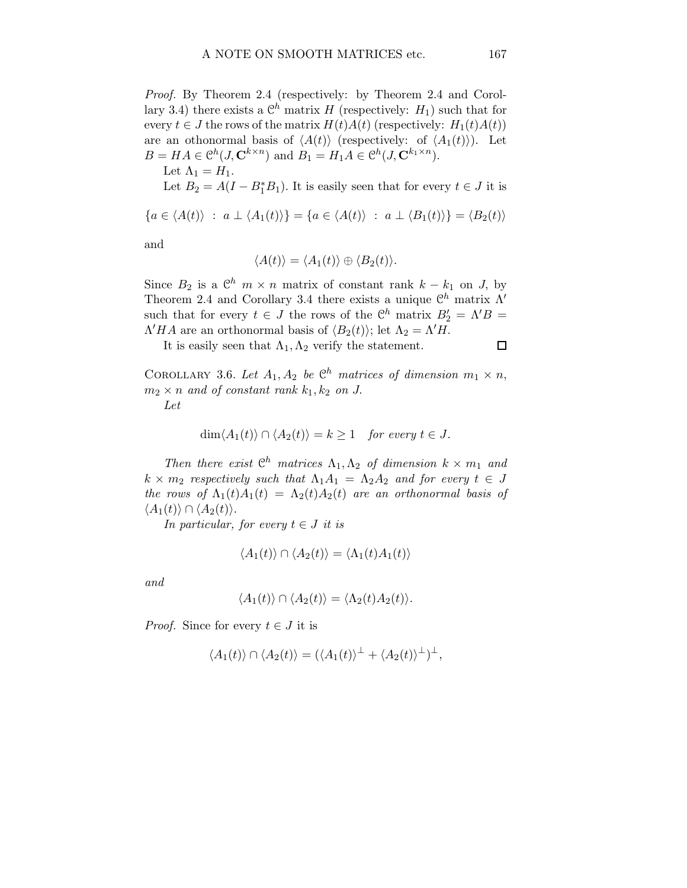*Proof.* By Theorem 2.4 (respectively: by Theorem 2.4 and Corollary 3.4) there exists a $\mathcal{C}^h$ matrix $H$ (respectively: $H_1$) such that for every $t \in J$ the rows of the matrix $H(t)A(t)$ (respectively: $H_1(t)A(t)$) are an othonormal basis of $\langle A(t)\rangle$ (respectively: of $\langle A_1(t)\rangle$). Let $B = HA \in \mathcal{C}^h(J, \mathbf{C}^{k\times n})$ and $B_1 = H_1 A \in \mathcal{C}^h(J, \mathbf{C}^{k_1\times n})$.

Let $\Lambda_1 = H_1$.

Let $B_2 = A(I - B_1^* B_1)$. It is easily seen that for every $t \in J$ it is

$$\{a \in \langle A(t)\rangle \ : \ a \perp \langle A_1(t)\rangle\} = \{a \in \langle A(t)\rangle \ : \ a \perp \langle B_1(t)\rangle\} = \langle B_2(t)\rangle$$

and

$$\langle A(t)\rangle = \langle A_1(t)\rangle \oplus \langle B_2(t)\rangle.$$

Since $B_2$ is a $\mathcal{C}^h$ $m \times n$ matrix of constant rank $k - k_1$ on $J$, by Theorem 2.4 and Corollary 3.4 there exists a unique $\mathcal{C}^h$ matrix $\Lambda'$ such that for every $t \in J$ the rows of the $\mathcal{C}^h$ matrix $B_2' = \Lambda' B = \Lambda' H A$ are an orthonormal basis of $\langle B_2(t)\rangle$; let $\Lambda_2 = \Lambda' H$.

It is easily seen that $\Lambda_1, \Lambda_2$ verify the statement. $\square$

Corollary 3.6. *Let $A_1, A_2$ be $\mathcal{C}^h$ matrices of dimension $m_1 \times n$, $m_2 \times n$ and of constant rank $k_1, k_2$ on $J$.*

*Let*

$$\dim\langle A_1(t)\rangle \cap \langle A_2(t)\rangle = k \geq 1 \quad \textit{for every } t \in J.$$

*Then there exist $\mathcal{C}^h$ matrices $\Lambda_1, \Lambda_2$ of dimension $k \times m_1$ and $k \times m_2$ respectively such that $\Lambda_1 A_1 = \Lambda_2 A_2$ and for every $t \in J$ the rows of $\Lambda_1(t)A_1(t) = \Lambda_2(t)A_2(t)$ are an orthonormal basis of $\langle A_1(t)\rangle \cap \langle A_2(t)\rangle$.*

*In particular, for every $t \in J$ it is*

$$\langle A_1(t)\rangle \cap \langle A_2(t)\rangle = \langle \Lambda_1(t)A_1(t)\rangle$$

*and*

$$\langle A_1(t)\rangle \cap \langle A_2(t)\rangle = \langle \Lambda_2(t)A_2(t)\rangle.$$

*Proof.* Since for every $t \in J$ it is

$$\langle A_1(t)\rangle \cap \langle A_2(t)\rangle = (\langle A_1(t)\rangle^\perp + \langle A_2(t)\rangle^\perp)^\perp,$$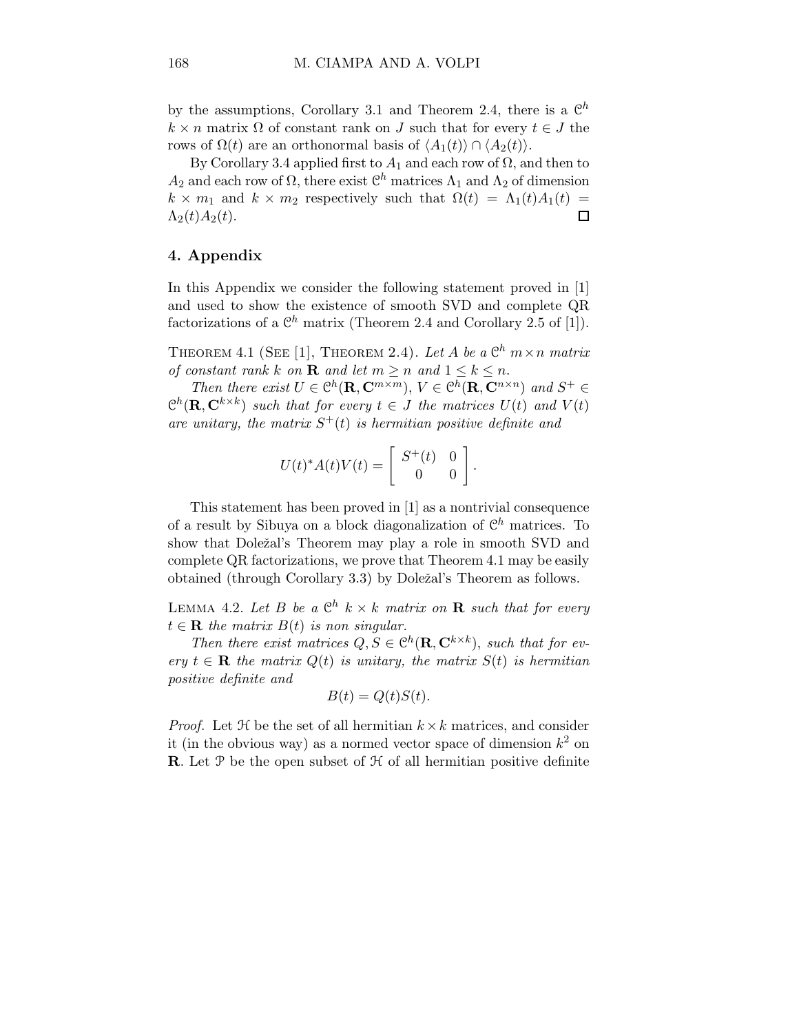by the assumptions, Corollary 3.1 and Theorem 2.4, there is a $\mathcal{C}^h$ $k \times n$ matrix $\Omega$ of constant rank on $J$ such that for every $t \in J$ the rows of $\Omega(t)$ are an orthonormal basis of $\langle A_1(t) \rangle \cap \langle A_2(t) \rangle$.

By Corollary 3.4 applied first to $A_1$ and each row of $\Omega$, and then to $A_2$ and each row of $\Omega$, there exist $\mathcal{C}^h$ matrices $\Lambda_1$ and $\Lambda_2$ of dimension $k \times m_1$ and $k \times m_2$ respectively such that $\Omega(t) = \Lambda_1(t)A_1(t) = \Lambda_2(t)A_2(t)$. □

## 4. Appendix

In this Appendix we consider the following statement proved in [1] and used to show the existence of smooth SVD and complete QR factorizations of a $\mathcal{C}^h$ matrix (Theorem 2.4 and Corollary 2.5 of [1]).

THEOREM 4.1 (SEE [1], THEOREM 2.4). *Let $A$ be a $\mathcal{C}^h$ $m \times n$ matrix of constant rank $k$ on $\mathbf{R}$ and let $m \geq n$ and $1 \leq k \leq n$.*

*Then there exist $U \in \mathcal{C}^h(\mathbf{R}, \mathbf{C}^{m \times m})$, $V \in \mathcal{C}^h(\mathbf{R}, \mathbf{C}^{n \times n})$ and $S^+ \in \mathcal{C}^h(\mathbf{R}, \mathbf{C}^{k \times k})$ such that for every $t \in J$ the matrices $U(t)$ and $V(t)$ are unitary, the matrix $S^+(t)$ is hermitian positive definite and*

$$U(t)^* A(t) V(t) = \begin{bmatrix} S^+(t) & 0 \\ 0 & 0 \end{bmatrix}.$$

This statement has been proved in [1] as a nontrivial consequence of a result by Sibuya on a block diagonalization of $\mathcal{C}^h$ matrices. To show that Doležal's Theorem may play a role in smooth SVD and complete QR factorizations, we prove that Theorem 4.1 may be easily obtained (through Corollary 3.3) by Doležal's Theorem as follows.

LEMMA 4.2. *Let $B$ be a $\mathcal{C}^h$ $k \times k$ matrix on $\mathbf{R}$ such that for every $t \in \mathbf{R}$ the matrix $B(t)$ is non singular.*

*Then there exist matrices $Q, S \in \mathcal{C}^h(\mathbf{R}, \mathbf{C}^{k \times k})$, such that for every $t \in \mathbf{R}$ the matrix $Q(t)$ is unitary, the matrix $S(t)$ is hermitian positive definite and*

$$B(t) = Q(t)S(t).$$

*Proof.* Let $\mathcal{H}$ be the set of all hermitian $k \times k$ matrices, and consider it (in the obvious way) as a normed vector space of dimension $k^2$ on $\mathbf{R}$. Let $\mathcal{P}$ be the open subset of $\mathcal{H}$ of all hermitian positive definite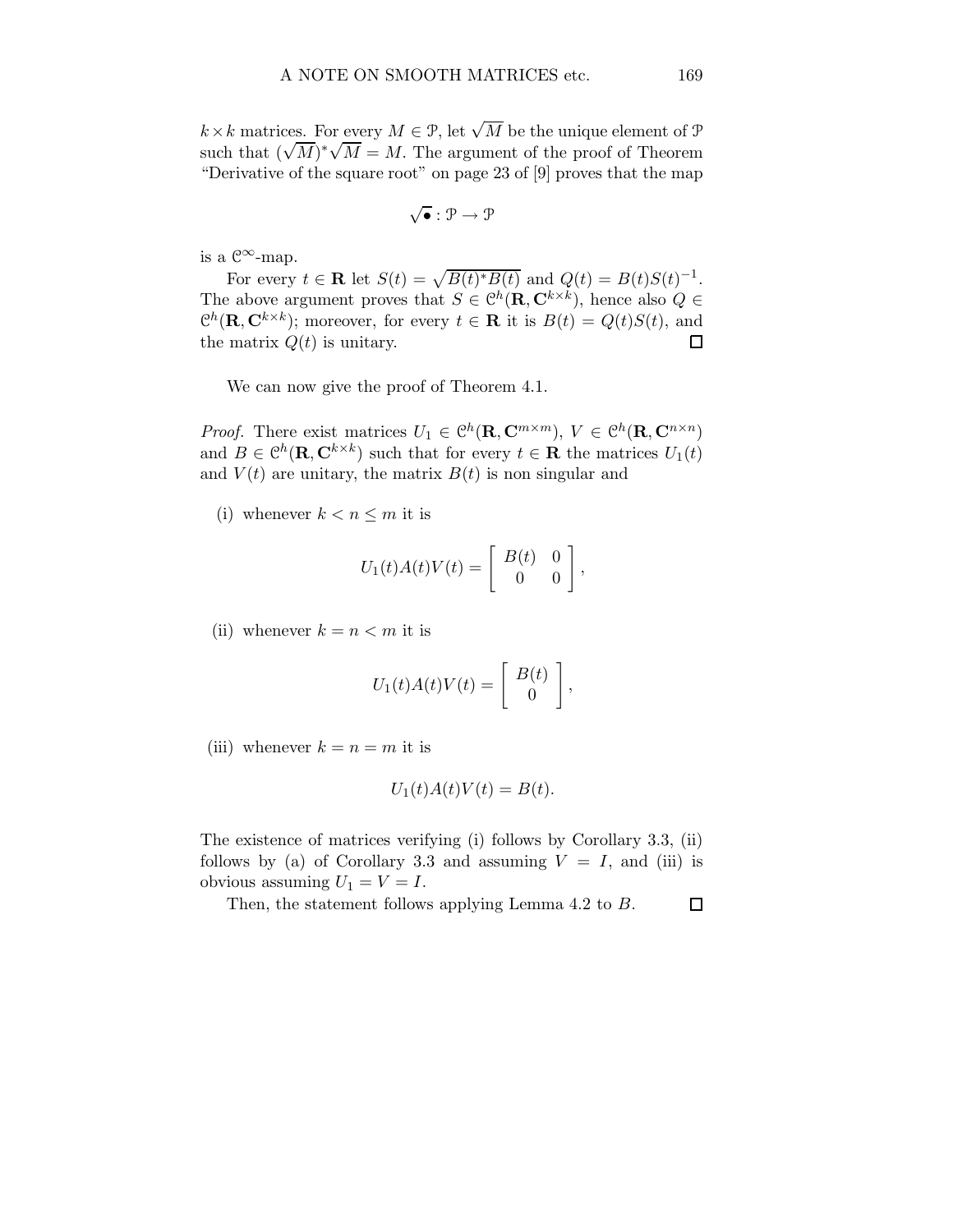$k \times k$ matrices. For every $M \in \mathcal{P}$, let $\sqrt{M}$ be the unique element of $\mathcal{P}$ such that $(\sqrt{M})^* \sqrt{M} = M$. The argument of the proof of Theorem "Derivative of the square root" on page 23 of [9] proves that the map

$$\sqrt{\bullet} : \mathcal{P} \to \mathcal{P}$$

is a $\mathcal{C}^\infty$-map.

For every $t \in \mathbf{R}$ let $S(t) = \sqrt{B(t)^* B(t)}$ and $Q(t) = B(t) S(t)^{-1}$. The above argument proves that $S \in \mathcal{C}^h(\mathbf{R}, \mathbf{C}^{k \times k})$, hence also $Q \in \mathcal{C}^h(\mathbf{R}, \mathbf{C}^{k \times k})$; moreover, for every $t \in \mathbf{R}$ it is $B(t) = Q(t) S(t)$, and the matrix $Q(t)$ is unitary. □

We can now give the proof of Theorem 4.1.

*Proof.* There exist matrices $U_1 \in \mathcal{C}^h(\mathbf{R}, \mathbf{C}^{m \times m})$, $V \in \mathcal{C}^h(\mathbf{R}, \mathbf{C}^{n \times n})$ and $B \in \mathcal{C}^h(\mathbf{R}, \mathbf{C}^{k \times k})$ such that for every $t \in \mathbf{R}$ the matrices $U_1(t)$ and $V(t)$ are unitary, the matrix $B(t)$ is non singular and

(i) whenever $k < n \leq m$ it is

$$U_1(t) A(t) V(t) = \begin{bmatrix} B(t) & 0 \\ 0 & 0 \end{bmatrix},$$

(ii) whenever $k = n < m$ it is

$$U_1(t) A(t) V(t) = \begin{bmatrix} B(t) \\ 0 \end{bmatrix},$$

(iii) whenever $k = n = m$ it is

$$U_1(t) A(t) V(t) = B(t).$$

The existence of matrices verifying (i) follows by Corollary 3.3, (ii) follows by (a) of Corollary 3.3 and assuming $V = I$, and (iii) is obvious assuming $U_1 = V = I$.

Then, the statement follows applying Lemma 4.2 to $B$. □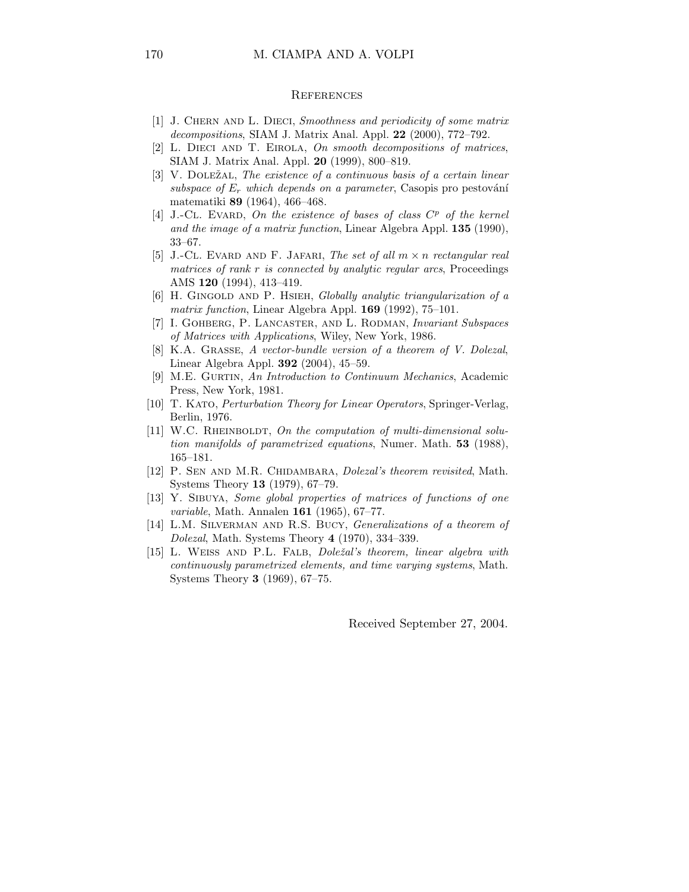## References

[1] J. Chern and L. Dieci, *Smoothness and periodicity of some matrix decompositions*, SIAM J. Matrix Anal. Appl. **22** (2000), 772–792.

[2] L. Dieci and T. Eirola, *On smooth decompositions of matrices*, SIAM J. Matrix Anal. Appl. **20** (1999), 800–819.

[3] V. Doležal, *The existence of a continuous basis of a certain linear subspace of $E_r$ which depends on a parameter*, Casopis pro pestování matematiki **89** (1964), 466–468.

[4] J.-Cl. Evard, *On the existence of bases of class $C^p$ of the kernel and the image of a matrix function*, Linear Algebra Appl. **135** (1990), 33–67.

[5] J.-Cl. Evard and F. Jafari, *The set of all $m \times n$ rectangular real matrices of rank $r$ is connected by analytic regular arcs*, Proceedings AMS **120** (1994), 413–419.

[6] H. Gingold and P. Hsieh, *Globally analytic triangularization of a matrix function*, Linear Algebra Appl. **169** (1992), 75–101.

[7] I. Gohberg, P. Lancaster, and L. Rodman, *Invariant Subspaces of Matrices with Applications*, Wiley, New York, 1986.

[8] K.A. Grasse, *A vector-bundle version of a theorem of V. Dolezal*, Linear Algebra Appl. **392** (2004), 45–59.

[9] M.E. Gurtin, *An Introduction to Continuum Mechanics*, Academic Press, New York, 1981.

[10] T. Kato, *Perturbation Theory for Linear Operators*, Springer-Verlag, Berlin, 1976.

[11] W.C. Rheinboldt, *On the computation of multi-dimensional solution manifolds of parametrized equations*, Numer. Math. **53** (1988), 165–181.

[12] P. Sen and M.R. Chidambara, *Dolezal's theorem revisited*, Math. Systems Theory **13** (1979), 67–79.

[13] Y. Sibuya, *Some global properties of matrices of functions of one variable*, Math. Annalen **161** (1965), 67–77.

[14] L.M. Silverman and R.S. Bucy, *Generalizations of a theorem of Dolezal*, Math. Systems Theory **4** (1970), 334–339.

[15] L. Weiss and P.L. Falb, *Doležal's theorem, linear algebra with continuously parametrized elements, and time varying systems*, Math. Systems Theory **3** (1969), 67–75.

Received September 27, 2004.